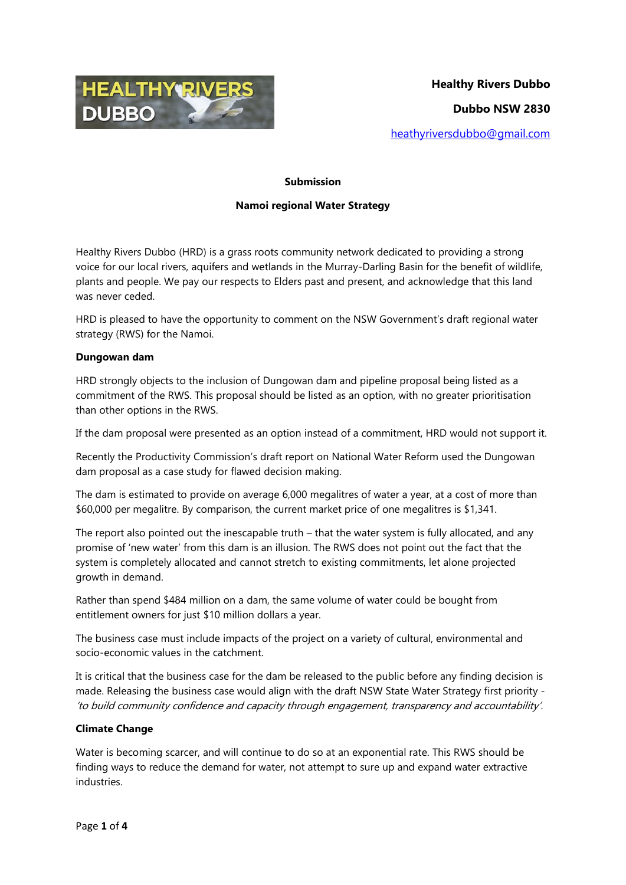**Healthy Rivers Dubbo**

**Dubbo NSW 2830**

heathyriversdubbo@gmail.com

**Submission**

**Namoi regional Water Strategy**

Healthy Rivers Dubbo (HRD) is a grass roots community network dedicated to providing a strong voice for our local rivers, aquifers and wetlands in the Murray-Darling Basin for the benefit of wildlife, plants and people. We pay our respects to Elders past and present, and acknowledge that this land was never ceded.

HRD is pleased to have the opportunity to comment on the NSW Government's draft regional water strategy (RWS) for the Namoi.

**Dungowan dam**

HRD strongly objects to the inclusion of Dungowan dam and pipeline proposal being listed as a commitment of the RWS. This proposal should be listed as an option, with no greater prioritisation than other options in the RWS.

If the dam proposal were presented as an option instead of a commitment, HRD would not support it.

Recently the Productivity Commission's draft report on National Water Reform used the Dungowan dam proposal as a case study for flawed decision making.

The dam is estimated to provide on average 6,000 megalitres of water a year, at a cost of more than $60,000 per megalitre. By comparison, the current market price of one megalitres is $1,341.

The report also pointed out the inescapable truth – that the water system is fully allocated, and any promise of 'new water' from this dam is an illusion. The RWS does not point out the fact that the system is completely allocated and cannot stretch to existing commitments, let alone projected growth in demand.

Rather than spend $484 million on a dam, the same volume of water could be bought from entitlement owners for just $10 million dollars a year.

The business case must include impacts of the project on a variety of cultural, environmental and socio-economic values in the catchment.

It is critical that the business case for the dam be released to the public before any finding decision is made. Releasing the business case would align with the draft NSW State Water Strategy first priority - *'to build community confidence and capacity through engagement, transparency and accountability'.*

**Climate Change**

Water is becoming scarcer, and will continue to do so at an exponential rate. This RWS should be finding ways to reduce the demand for water, not attempt to sure up and expand water extractive industries.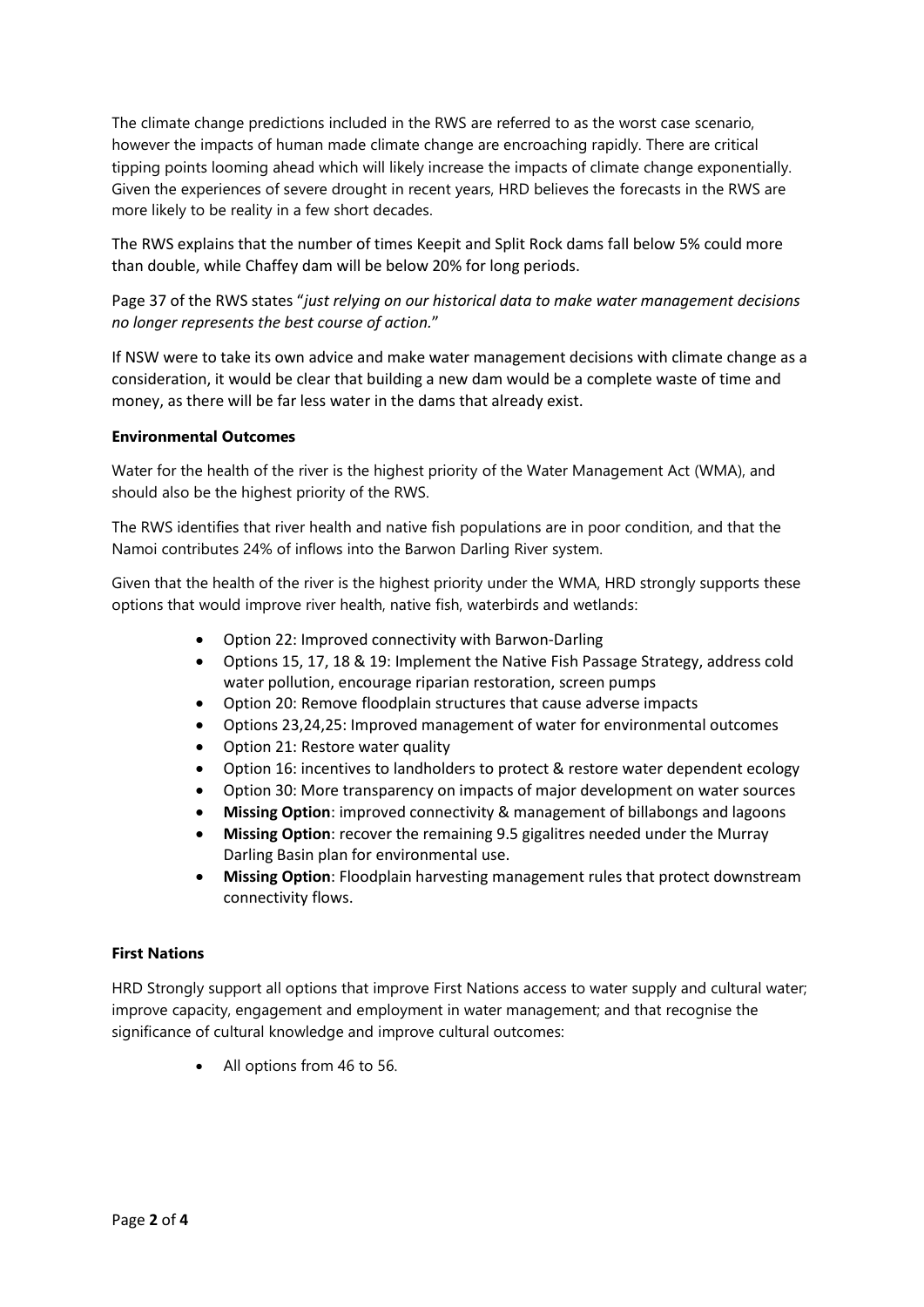The climate change predictions included in the RWS are referred to as the worst case scenario, however the impacts of human made climate change are encroaching rapidly. There are critical tipping points looming ahead which will likely increase the impacts of climate change exponentially. Given the experiences of severe drought in recent years, HRD believes the forecasts in the RWS are more likely to be reality in a few short decades.

The RWS explains that the number of times Keepit and Split Rock dams fall below 5% could more than double, while Chaffey dam will be below 20% for long periods.

Page 37 of the RWS states "*just relying on our historical data to make water management decisions no longer represents the best course of action.*"

If NSW were to take its own advice and make water management decisions with climate change as a consideration, it would be clear that building a new dam would be a complete waste of time and money, as there will be far less water in the dams that already exist.

**Environmental Outcomes**

Water for the health of the river is the highest priority of the Water Management Act (WMA), and should also be the highest priority of the RWS.

The RWS identifies that river health and native fish populations are in poor condition, and that the Namoi contributes 24% of inflows into the Barwon Darling River system.

Given that the health of the river is the highest priority under the WMA, HRD strongly supports these options that would improve river health, native fish, waterbirds and wetlands:

- Option 22: Improved connectivity with Barwon-Darling
- Options 15, 17, 18 & 19: Implement the Native Fish Passage Strategy, address cold water pollution, encourage riparian restoration, screen pumps
- Option 20: Remove floodplain structures that cause adverse impacts
- Options 23,24,25: Improved management of water for environmental outcomes
- Option 21: Restore water quality
- Option 16: incentives to landholders to protect & restore water dependent ecology
- Option 30: More transparency on impacts of major development on water sources
- **Missing Option**: improved connectivity & management of billabongs and lagoons
- **Missing Option**: recover the remaining 9.5 gigalitres needed under the Murray Darling Basin plan for environmental use.
- **Missing Option**: Floodplain harvesting management rules that protect downstream connectivity flows.

**First Nations**

HRD Strongly support all options that improve First Nations access to water supply and cultural water; improve capacity, engagement and employment in water management; and that recognise the significance of cultural knowledge and improve cultural outcomes:

- All options from 46 to 56.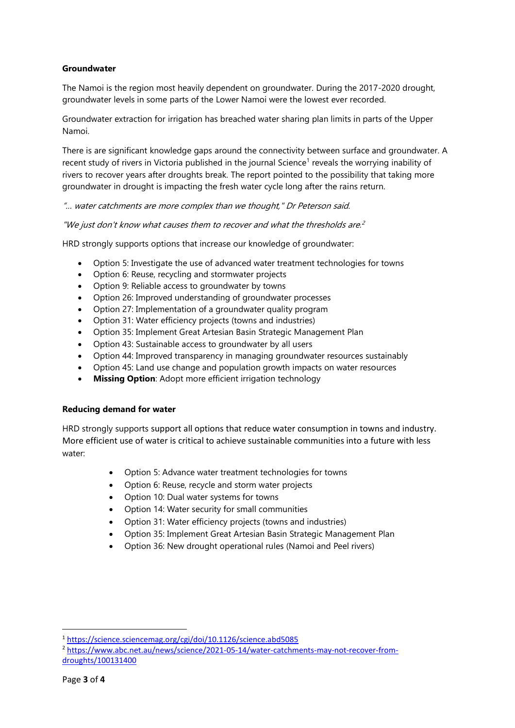**Groundwater**

The Namoi is the region most heavily dependent on groundwater. During the 2017-2020 drought, groundwater levels in some parts of the Lower Namoi were the lowest ever recorded.

Groundwater extraction for irrigation has breached water sharing plan limits in parts of the Upper Namoi.

There is are significant knowledge gaps around the connectivity between surface and groundwater. A recent study of rivers in Victoria published in the journal Science[1] reveals the worrying inability of rivers to recover years after droughts break. The report pointed to the possibility that taking more groundwater in drought is impacting the fresh water cycle long after the rains return.

*"... water catchments are more complex than we thought," Dr Peterson said.*

*"We just don't know what causes them to recover and what the thresholds are.*[2]

HRD strongly supports options that increase our knowledge of groundwater:

- Option 5: Investigate the use of advanced water treatment technologies for towns
- Option 6: Reuse, recycling and stormwater projects
- Option 9: Reliable access to groundwater by towns
- Option 26: Improved understanding of groundwater processes
- Option 27: Implementation of a groundwater quality program
- Option 31: Water efficiency projects (towns and industries)
- Option 35: Implement Great Artesian Basin Strategic Management Plan
- Option 43: Sustainable access to groundwater by all users
- Option 44: Improved transparency in managing groundwater resources sustainably
- Option 45: Land use change and population growth impacts on water resources
- **Missing Option**: Adopt more efficient irrigation technology

**Reducing demand for water**

HRD strongly supports support all options that reduce water consumption in towns and industry. More efficient use of water is critical to achieve sustainable communities into a future with less water:

- Option 5: Advance water treatment technologies for towns
- Option 6: Reuse, recycle and storm water projects
- Option 10: Dual water systems for towns
- Option 14: Water security for small communities
- Option 31: Water efficiency projects (towns and industries)
- Option 35: Implement Great Artesian Basin Strategic Management Plan
- Option 36: New drought operational rules (Namoi and Peel rivers)

---

[1] https://science.sciencemag.org/cgi/doi/10.1126/science.abd5085

[2] https://www.abc.net.au/news/science/2021-05-14/water-catchments-may-not-recover-from-droughts/100131400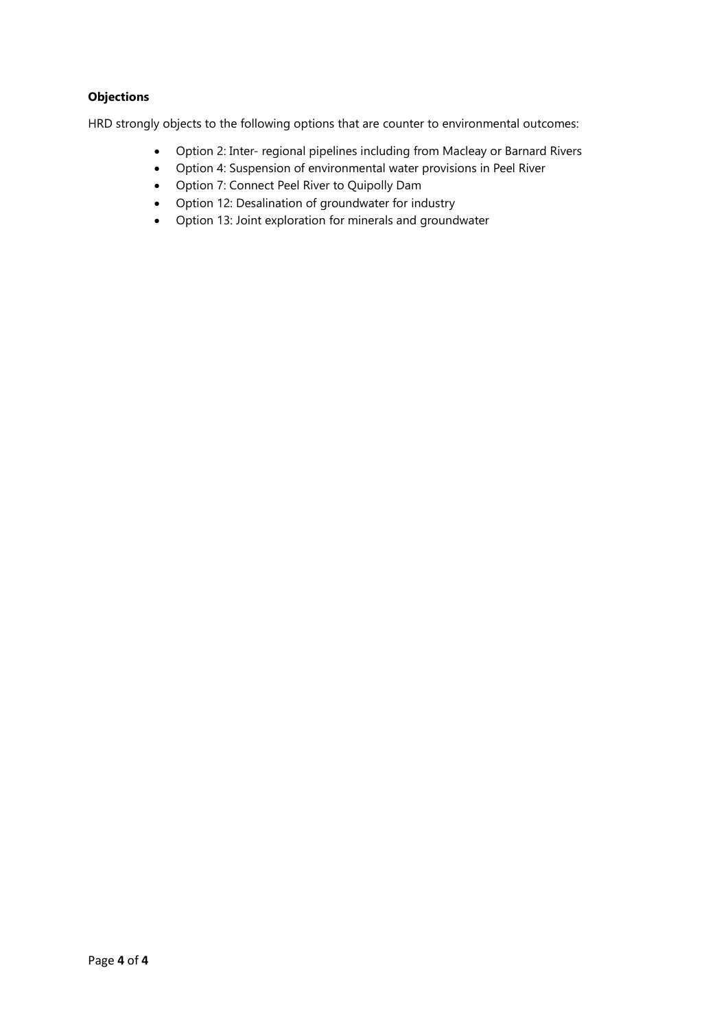**Objections**

HRD strongly objects to the following options that are counter to environmental outcomes:

- Option 2: Inter- regional pipelines including from Macleay or Barnard Rivers
- Option 4: Suspension of environmental water provisions in Peel River
- Option 7: Connect Peel River to Quipolly Dam
- Option 12: Desalination of groundwater for industry
- Option 13: Joint exploration for minerals and groundwater